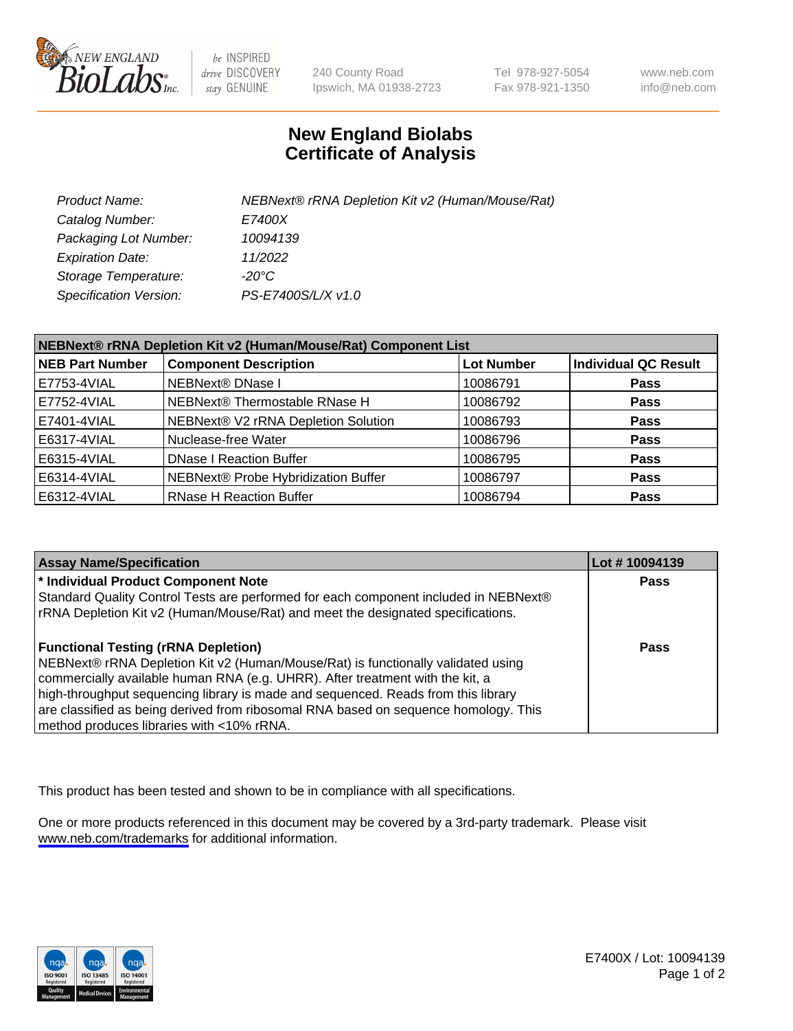# New England Biolabs
# Certificate of Analysis

| | |
|---|---|
| *Product Name:* | *NEBNext® rRNA Depletion Kit v2 (Human/Mouse/Rat)* |
| *Catalog Number:* | *E7400X* |
| *Packaging Lot Number:* | *10094139* |
| *Expiration Date:* | *11/2022* |
| *Storage Temperature:* | *-20°C* |
| *Specification Version:* | *PS-E7400S/L/X v1.0* |

| NEBNext® rRNA Depletion Kit v2 (Human/Mouse/Rat) Component List | | | |
|---|---|---|---|
| **NEB Part Number** | **Component Description** | **Lot Number** | **Individual QC Result** |
| E7753-4VIAL | NEBNext® DNase I | 10086791 | **Pass** |
| E7752-4VIAL | NEBNext® Thermostable RNase H | 10086792 | **Pass** |
| E7401-4VIAL | NEBNext® V2 rRNA Depletion Solution | 10086793 | **Pass** |
| E6317-4VIAL | Nuclease-free Water | 10086796 | **Pass** |
| E6315-4VIAL | DNase I Reaction Buffer | 10086795 | **Pass** |
| E6314-4VIAL | NEBNext® Probe Hybridization Buffer | 10086797 | **Pass** |
| E6312-4VIAL | RNase H Reaction Buffer | 10086794 | **Pass** |

| Assay Name/Specification | Lot # 10094139 |
|---|---|
| **\* Individual Product Component Note**<br>Standard Quality Control Tests are performed for each component included in NEBNext® rRNA Depletion Kit v2 (Human/Mouse/Rat) and meet the designated specifications. | **Pass** |
| **Functional Testing (rRNA Depletion)**<br>NEBNext® rRNA Depletion Kit v2 (Human/Mouse/Rat) is functionally validated using commercially available human RNA (e.g. UHRR). After treatment with the kit, a high-throughput sequencing library is made and sequenced. Reads from this library are classified as being derived from ribosomal RNA based on sequence homology. This method produces libraries with <10% rRNA. | **Pass** |

This product has been tested and shown to be in compliance with all specifications.

One or more products referenced in this document may be covered by a 3rd-party trademark. Please visit www.neb.com/trademarks for additional information.

E7400X / Lot: 10094139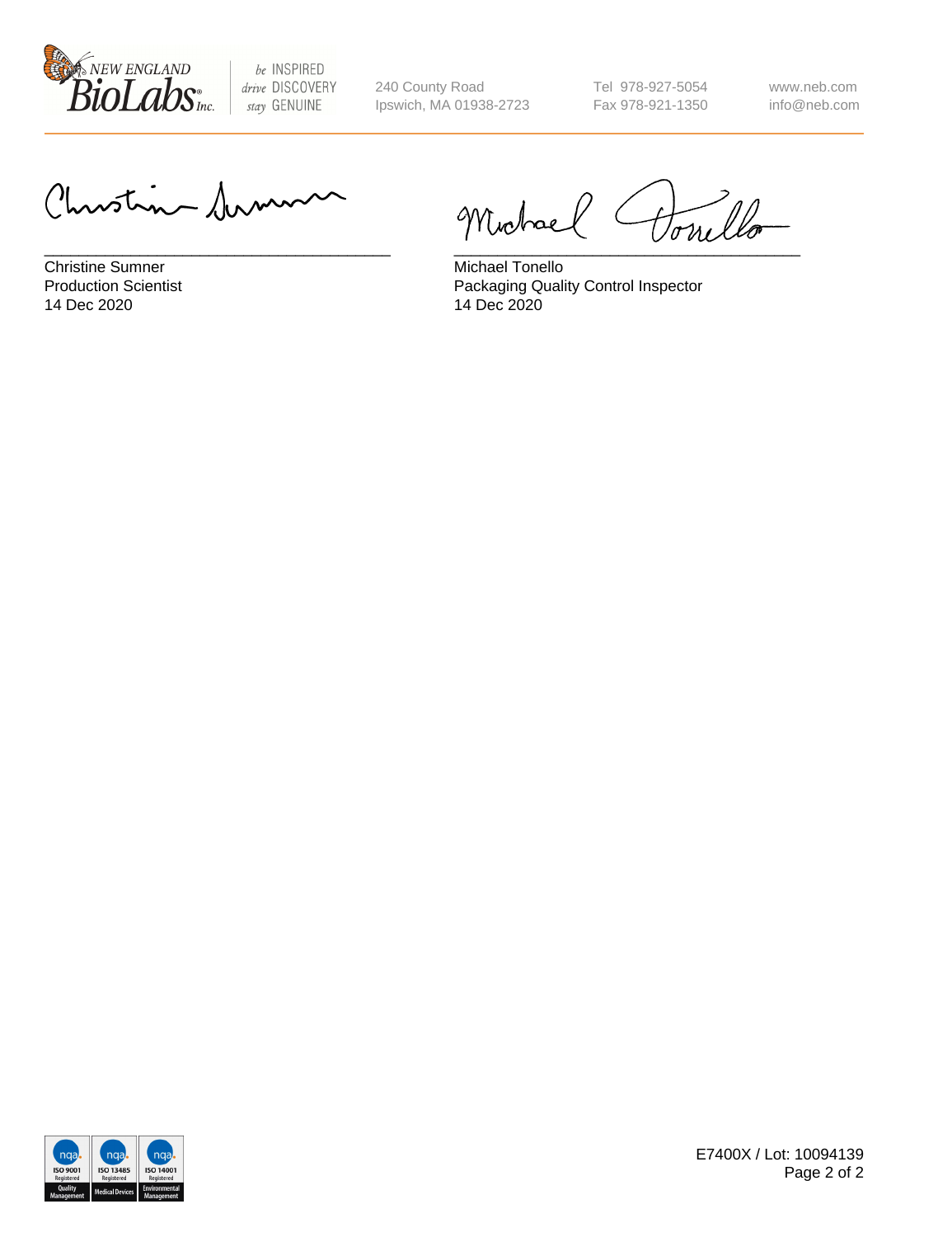Christine Sumner
Production Scientist
14 Dec 2020

Michael Tonello
Packaging Quality Control Inspector
14 Dec 2020